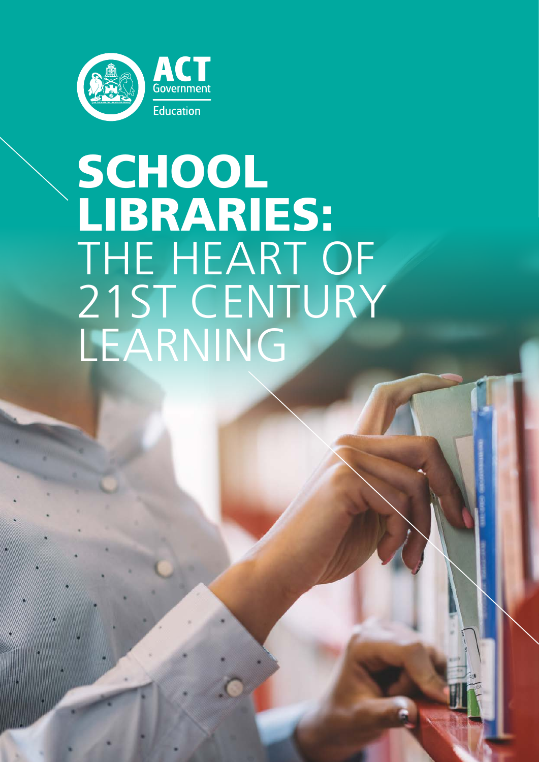ACT Government

Education

# SCHOOL LIBRARIES: THE HEART OF 21ST CENTURY LEARNING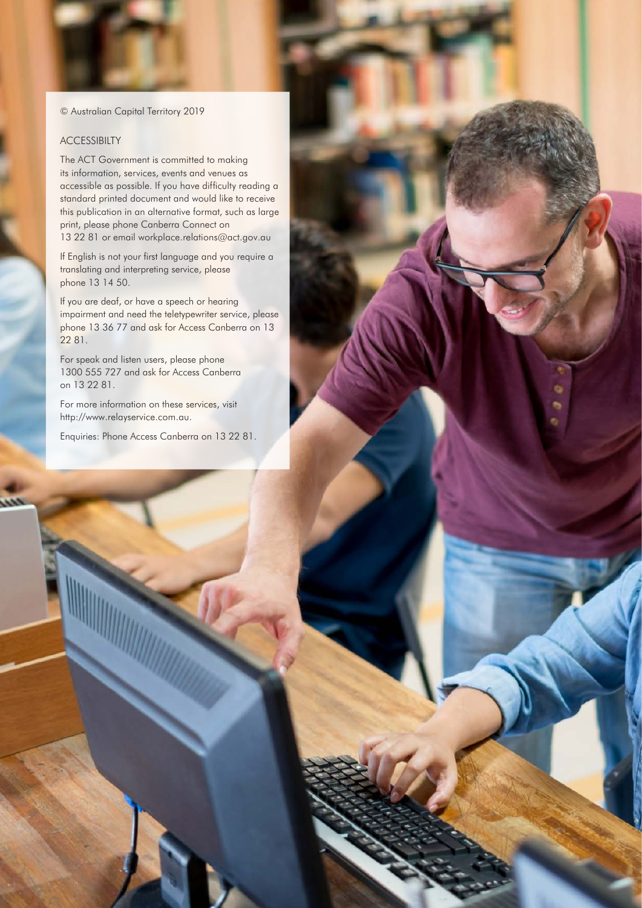© Australian Capital Territory 2019

## ACCESSIBILTY

The ACT Government is committed to making its information, services, events and venues as accessible as possible. If you have difficulty reading a standard printed document and would like to receive this publication in an alternative format, such as large print, please phone Canberra Connect on 13 22 81 or email workplace.relations@act.gov.au

If English is not your first language and you require a translating and interpreting service, please phone 13 14 50.

If you are deaf, or have a speech or hearing impairment and need the teletypewriter service, please phone 13 36 77 and ask for Access Canberra on 13 22 81.

For speak and listen users, please phone 1300 555 727 and ask for Access Canberra on 13 22 81.

For more information on these services, visit http://www.relayservice.com.au.

Enquiries: Phone Access Canberra on 13 22 81.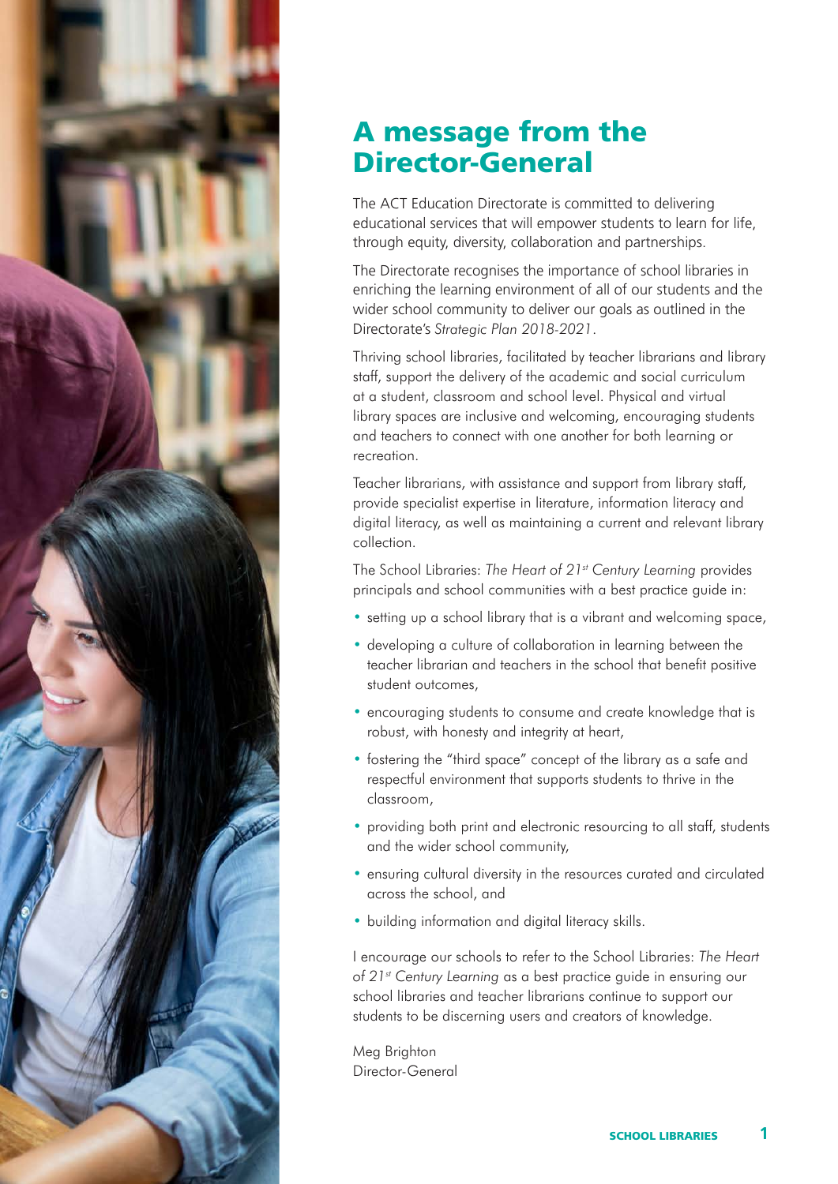# A message from the Director-General

The ACT Education Directorate is committed to delivering educational services that will empower students to learn for life, through equity, diversity, collaboration and partnerships.

The Directorate recognises the importance of school libraries in enriching the learning environment of all of our students and the wider school community to deliver our goals as outlined in the Directorate's *Strategic Plan 2018-2021*.

Thriving school libraries, facilitated by teacher librarians and library staff, support the delivery of the academic and social curriculum at a student, classroom and school level. Physical and virtual library spaces are inclusive and welcoming, encouraging students and teachers to connect with one another for both learning or recreation.

Teacher librarians, with assistance and support from library staff, provide specialist expertise in literature, information literacy and digital literacy, as well as maintaining a current and relevant library collection.

The School Libraries: *The Heart of 21st Century Learning* provides principals and school communities with a best practice guide in:

- setting up a school library that is a vibrant and welcoming space,
- developing a culture of collaboration in learning between the teacher librarian and teachers in the school that benefit positive student outcomes,
- encouraging students to consume and create knowledge that is robust, with honesty and integrity at heart,
- fostering the "third space" concept of the library as a safe and respectful environment that supports students to thrive in the classroom,
- providing both print and electronic resourcing to all staff, students and the wider school community,
- ensuring cultural diversity in the resources curated and circulated across the school, and
- building information and digital literacy skills.

I encourage our schools to refer to the School Libraries: *The Heart of 21st Century Learning* as a best practice guide in ensuring our school libraries and teacher librarians continue to support our students to be discerning users and creators of knowledge.

Meg Brighton
Director-General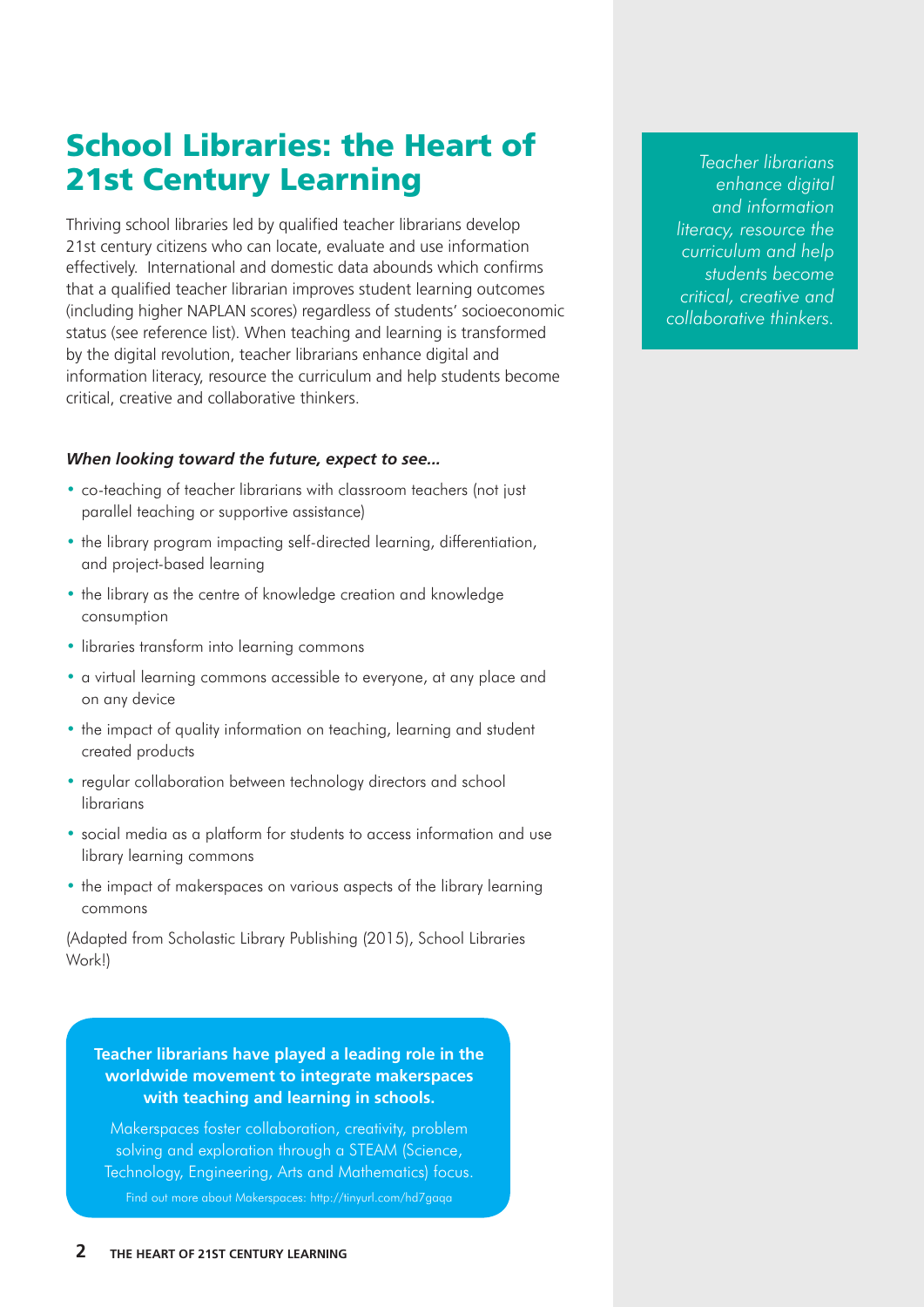# School Libraries: the Heart of 21st Century Learning

Thriving school libraries led by qualified teacher librarians develop 21st century citizens who can locate, evaluate and use information effectively. International and domestic data abounds which confirms that a qualified teacher librarian improves student learning outcomes (including higher NAPLAN scores) regardless of students' socioeconomic status (see reference list). When teaching and learning is transformed by the digital revolution, teacher librarians enhance digital and information literacy, resource the curriculum and help students become critical, creative and collaborative thinkers.

*Teacher librarians enhance digital and information literacy, resource the curriculum and help students become critical, creative and collaborative thinkers.*

***When looking toward the future, expect to see...***

- co-teaching of teacher librarians with classroom teachers (not just parallel teaching or supportive assistance)
- the library program impacting self-directed learning, differentiation, and project-based learning
- the library as the centre of knowledge creation and knowledge consumption
- libraries transform into learning commons
- a virtual learning commons accessible to everyone, at any place and on any device
- the impact of quality information on teaching, learning and student created products
- regular collaboration between technology directors and school librarians
- social media as a platform for students to access information and use library learning commons
- the impact of makerspaces on various aspects of the library learning commons

(Adapted from Scholastic Library Publishing (2015), School Libraries Work!)

**Teacher librarians have played a leading role in the worldwide movement to integrate makerspaces with teaching and learning in schools.**

Makerspaces foster collaboration, creativity, problem solving and exploration through a STEAM (Science, Technology, Engineering, Arts and Mathematics) focus.

Find out more about Makerspaces: http://tinyurl.com/hd7gaqa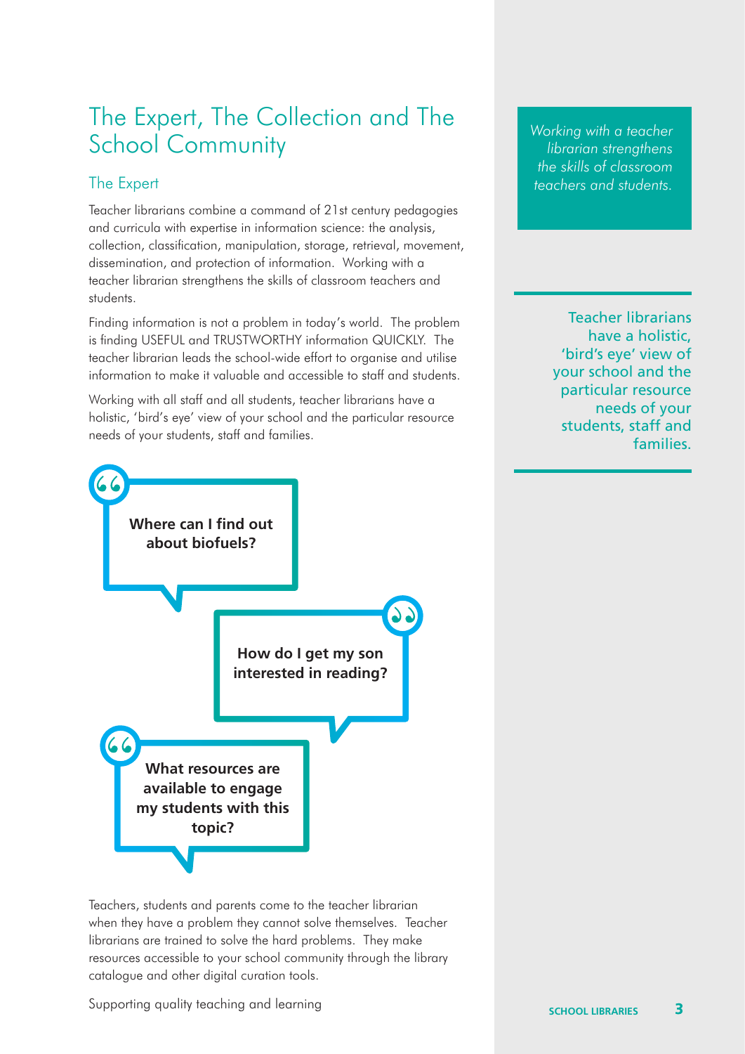# The Expert, The Collection and The School Community

## The Expert

Teacher librarians combine a command of 21st century pedagogies and curricula with expertise in information science: the analysis, collection, classification, manipulation, storage, retrieval, movement, dissemination, and protection of information. Working with a teacher librarian strengthens the skills of classroom teachers and students.

Finding information is not a problem in today's world. The problem is finding USEFUL and TRUSTWORTHY information QUICKLY. The teacher librarian leads the school-wide effort to organise and utilise information to make it valuable and accessible to staff and students.

Working with all staff and all students, teacher librarians have a holistic, 'bird's eye' view of your school and the particular resource needs of your students, staff and families.

**Where can I find out about biofuels?**

**How do I get my son interested in reading?**

**What resources are available to engage my students with this topic?**

Teachers, students and parents come to the teacher librarian when they have a problem they cannot solve themselves. Teacher librarians are trained to solve the hard problems. They make resources accessible to your school community through the library catalogue and other digital curation tools.

Supporting quality teaching and learning

*Working with a teacher librarian strengthens the skills of classroom teachers and students.*

Teacher librarians have a holistic, 'bird's eye' view of your school and the particular resource needs of your students, staff and families.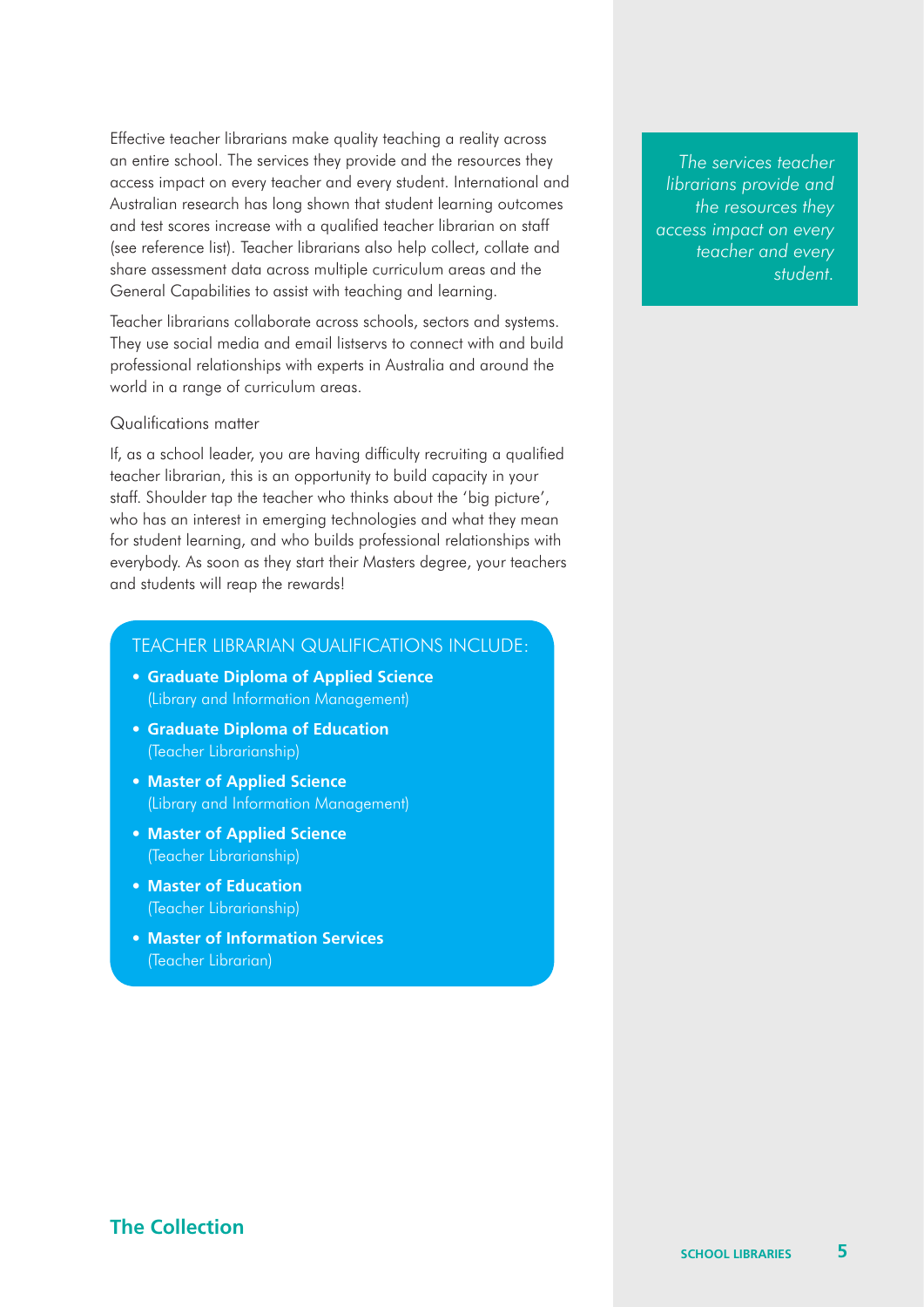Effective teacher librarians make quality teaching a reality across an entire school. The services they provide and the resources they access impact on every teacher and every student. International and Australian research has long shown that student learning outcomes and test scores increase with a qualified teacher librarian on staff (see reference list). Teacher librarians also help collect, collate and share assessment data across multiple curriculum areas and the General Capabilities to assist with teaching and learning.

Teacher librarians collaborate across schools, sectors and systems. They use social media and email listservs to connect with and build professional relationships with experts in Australia and around the world in a range of curriculum areas.

*The services teacher librarians provide and the resources they access impact on every teacher and every student.*

### Qualifications matter

If, as a school leader, you are having difficulty recruiting a qualified teacher librarian, this is an opportunity to build capacity in your staff. Shoulder tap the teacher who thinks about the 'big picture', who has an interest in emerging technologies and what they mean for student learning, and who builds professional relationships with everybody. As soon as they start their Masters degree, your teachers and students will reap the rewards!

#### TEACHER LIBRARIAN QUALIFICATIONS INCLUDE:

- **Graduate Diploma of Applied Science** (Library and Information Management)
- **Graduate Diploma of Education** (Teacher Librarianship)
- **Master of Applied Science** (Library and Information Management)
- **Master of Applied Science** (Teacher Librarianship)
- **Master of Education** (Teacher Librarianship)
- **Master of Information Services** (Teacher Librarian)

## The Collection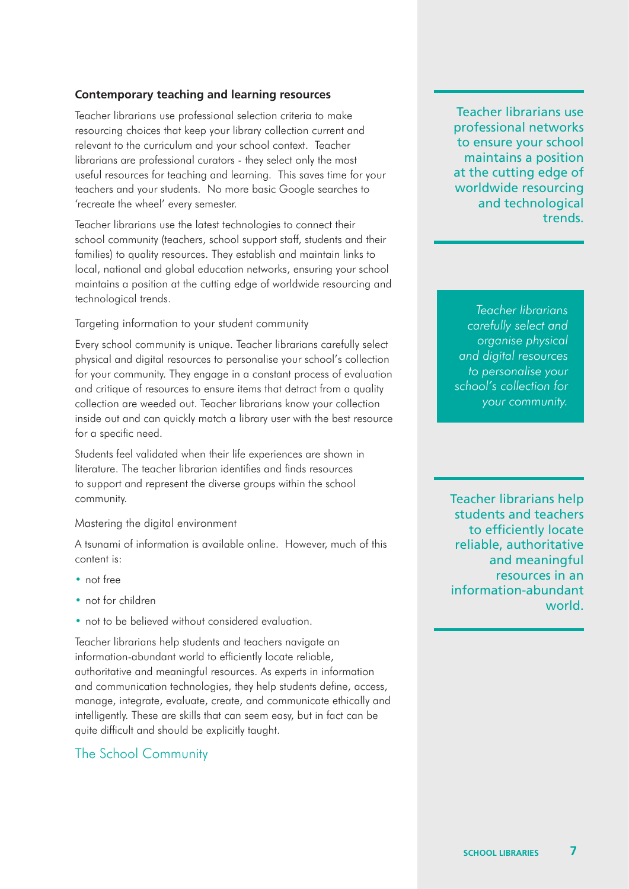### Contemporary teaching and learning resources

Teacher librarians use professional selection criteria to make resourcing choices that keep your library collection current and relevant to the curriculum and your school context. Teacher librarians are professional curators - they select only the most useful resources for teaching and learning. This saves time for your teachers and your students. No more basic Google searches to 'recreate the wheel' every semester.

Teacher librarians use the latest technologies to connect their school community (teachers, school support staff, students and their families) to quality resources. They establish and maintain links to local, national and global education networks, ensuring your school maintains a position at the cutting edge of worldwide resourcing and technological trends.

#### Targeting information to your student community

Every school community is unique. Teacher librarians carefully select physical and digital resources to personalise your school's collection for your community. They engage in a constant process of evaluation and critique of resources to ensure items that detract from a quality collection are weeded out. Teacher librarians know your collection inside out and can quickly match a library user with the best resource for a specific need.

Students feel validated when their life experiences are shown in literature. The teacher librarian identifies and finds resources to support and represent the diverse groups within the school community.

#### Mastering the digital environment

A tsunami of information is available online. However, much of this content is:

- not free
- not for children
- not to be believed without considered evaluation.

Teacher librarians help students and teachers navigate an information-abundant world to efficiently locate reliable, authoritative and meaningful resources. As experts in information and communication technologies, they help students define, access, manage, integrate, evaluate, create, and communicate ethically and intelligently. These are skills that can seem easy, but in fact can be quite difficult and should be explicitly taught.

## The School Community

> Teacher librarians use professional networks to ensure your school maintains a position at the cutting edge of worldwide resourcing and technological trends.

> *Teacher librarians carefully select and organise physical and digital resources to personalise your school's collection for your community.*

> Teacher librarians help students and teachers to efficiently locate reliable, authoritative and meaningful resources in an information-abundant world.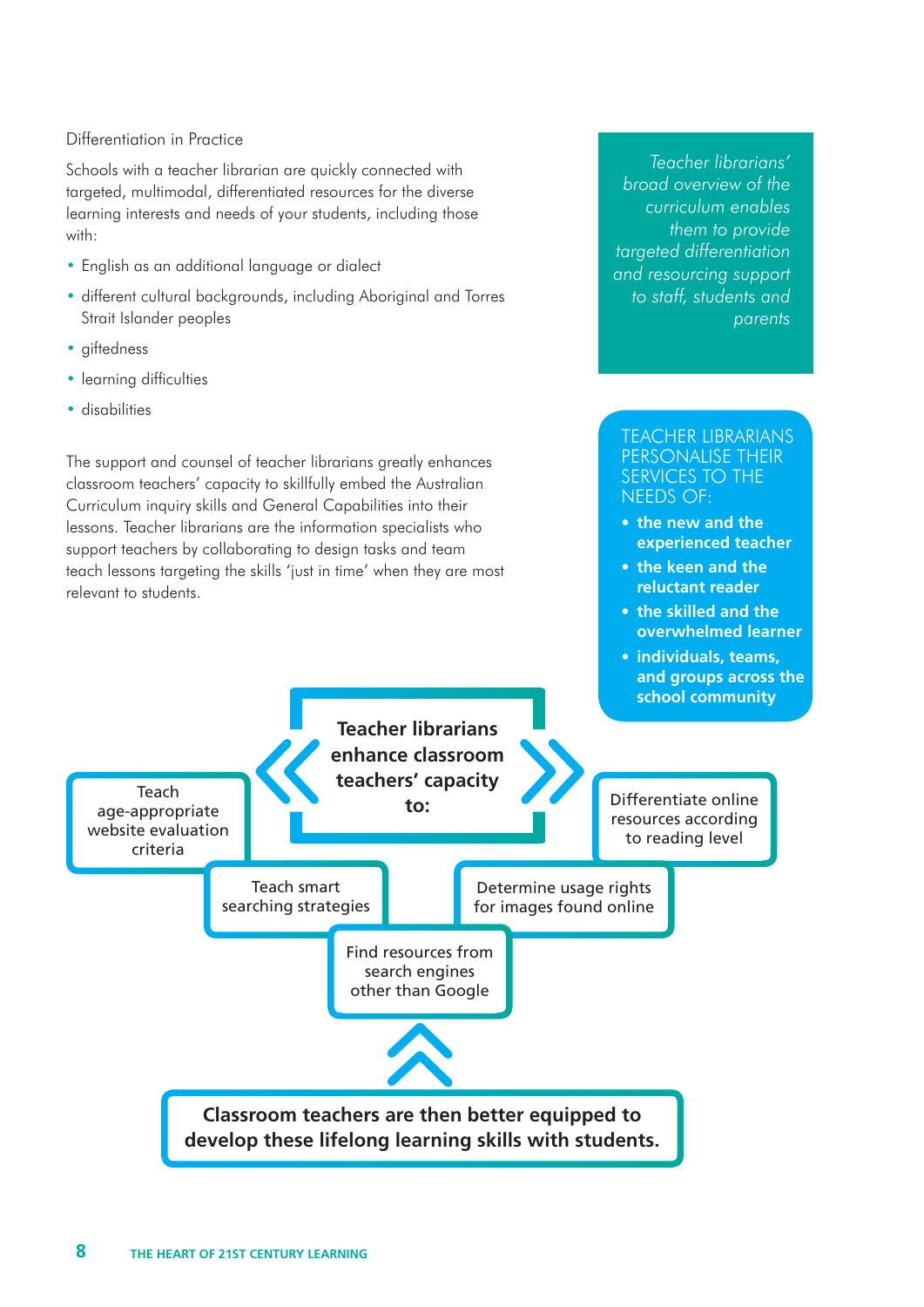## Differentiation in Practice

Schools with a teacher librarian are quickly connected with targeted, multimodal, differentiated resources for the diverse learning interests and needs of your students, including those with:

- English as an additional language or dialect
- different cultural backgrounds, including Aboriginal and Torres Strait Islander peoples
- giftedness
- learning difficulties
- disabilities

The support and counsel of teacher librarians greatly enhances classroom teachers' capacity to skillfully embed the Australian Curriculum inquiry skills and General Capabilities into their lessons. Teacher librarians are the information specialists who support teachers by collaborating to design tasks and team teach lessons targeting the skills 'just in time' when they are most relevant to students.

*Teacher librarians' broad overview of the curriculum enables them to provide targeted differentiation and resourcing support to staff, students and parents*

TEACHER LIBRARIANS PERSONALISE THEIR SERVICES TO THE NEEDS OF:

- **the new and the experienced teacher**
- **the keen and the reluctant reader**
- **the skilled and the overwhelmed learner**
- **individuals, teams, and groups across the school community**

**Teacher librarians enhance classroom teachers' capacity to:**

- Teach age-appropriate website evaluation criteria
- Differentiate online resources according to reading level
- Teach smart searching strategies
- Determine usage rights for images found online
- Find resources from search engines other than Google

**Classroom teachers are then better equipped to develop these lifelong learning skills with students.**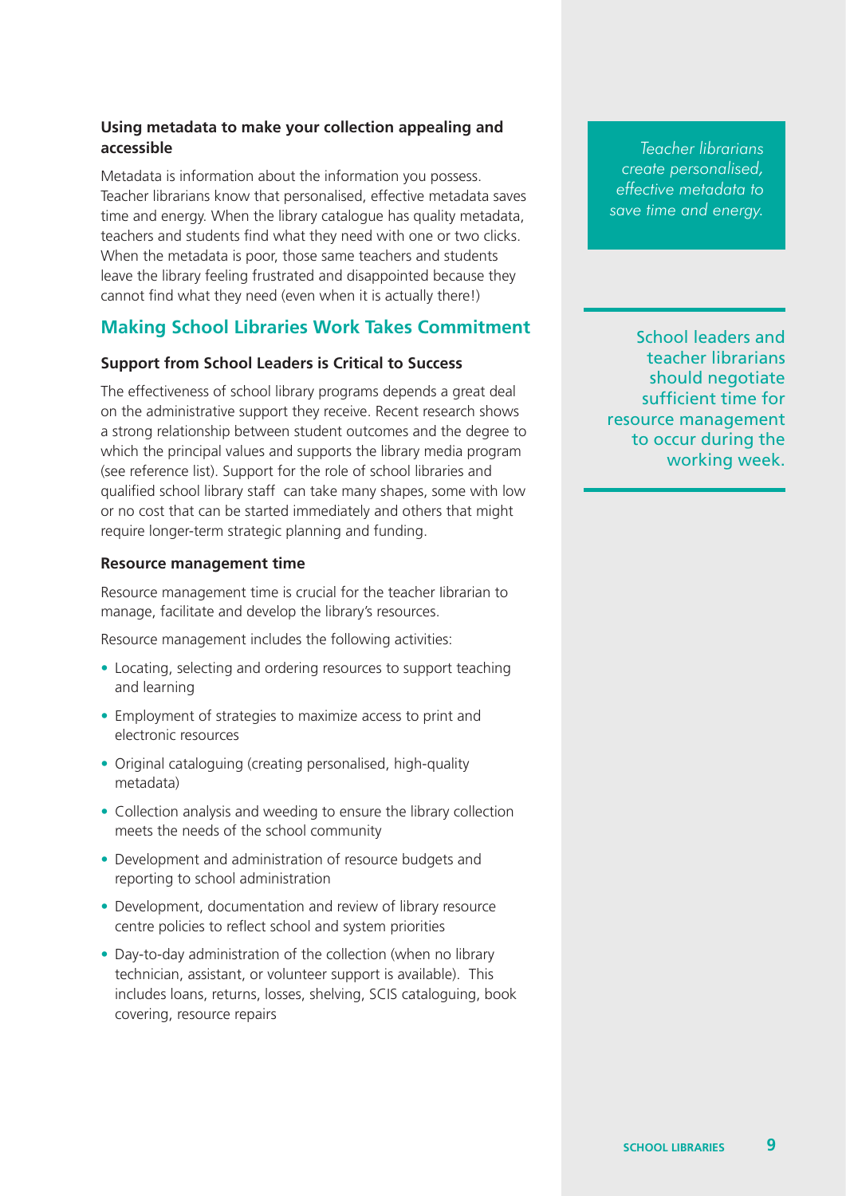### Using metadata to make your collection appealing and accessible

Metadata is information about the information you possess. Teacher librarians know that personalised, effective metadata saves time and energy. When the library catalogue has quality metadata, teachers and students find what they need with one or two clicks. When the metadata is poor, those same teachers and students leave the library feeling frustrated and disappointed because they cannot find what they need (even when it is actually there!)

*Teacher librarians create personalised, effective metadata to save time and energy.*

## Making School Libraries Work Takes Commitment

### Support from School Leaders is Critical to Success

The effectiveness of school library programs depends a great deal on the administrative support they receive. Recent research shows a strong relationship between student outcomes and the degree to which the principal values and supports the library media program (see reference list). Support for the role of school libraries and qualified school library staff can take many shapes, some with low or no cost that can be started immediately and others that might require longer-term strategic planning and funding.

### Resource management time

Resource management time is crucial for the teacher librarian to manage, facilitate and develop the library's resources.

Resource management includes the following activities:

- Locating, selecting and ordering resources to support teaching and learning
- Employment of strategies to maximize access to print and electronic resources
- Original cataloguing (creating personalised, high-quality metadata)
- Collection analysis and weeding to ensure the library collection meets the needs of the school community
- Development and administration of resource budgets and reporting to school administration
- Development, documentation and review of library resource centre policies to reflect school and system priorities
- Day-to-day administration of the collection (when no library technician, assistant, or volunteer support is available). This includes loans, returns, losses, shelving, SCIS cataloguing, book covering, resource repairs

School leaders and teacher librarians should negotiate sufficient time for resource management to occur during the working week.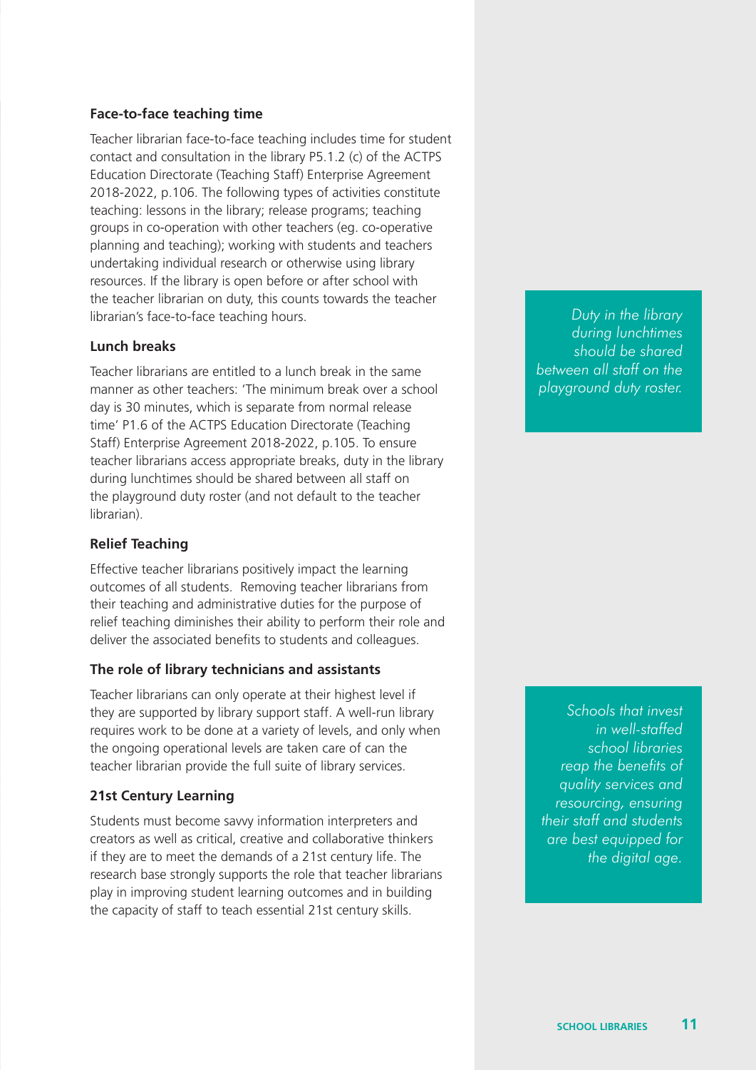### Face-to-face teaching time

Teacher librarian face-to-face teaching includes time for student contact and consultation in the library P5.1.2 (c) of the ACTPS Education Directorate (Teaching Staff) Enterprise Agreement 2018-2022, p.106. The following types of activities constitute teaching: lessons in the library; release programs; teaching groups in co-operation with other teachers (eg. co-operative planning and teaching); working with students and teachers undertaking individual research or otherwise using library resources. If the library is open before or after school with the teacher librarian on duty, this counts towards the teacher librarian's face-to-face teaching hours.

### Lunch breaks

Teacher librarians are entitled to a lunch break in the same manner as other teachers: 'The minimum break over a school day is 30 minutes, which is separate from normal release time' P1.6 of the ACTPS Education Directorate (Teaching Staff) Enterprise Agreement 2018-2022, p.105. To ensure teacher librarians access appropriate breaks, duty in the library during lunchtimes should be shared between all staff on the playground duty roster (and not default to the teacher librarian).

*Duty in the library during lunchtimes should be shared between all staff on the playground duty roster.*

### Relief Teaching

Effective teacher librarians positively impact the learning outcomes of all students. Removing teacher librarians from their teaching and administrative duties for the purpose of relief teaching diminishes their ability to perform their role and deliver the associated benefits to students and colleagues.

### The role of library technicians and assistants

Teacher librarians can only operate at their highest level if they are supported by library support staff. A well-run library requires work to be done at a variety of levels, and only when the ongoing operational levels are taken care of can the teacher librarian provide the full suite of library services.

*Schools that invest in well-staffed school libraries reap the benefits of quality services and resourcing, ensuring their staff and students are best equipped for the digital age.*

### 21st Century Learning

Students must become savvy information interpreters and creators as well as critical, creative and collaborative thinkers if they are to meet the demands of a 21st century life. The research base strongly supports the role that teacher librarians play in improving student learning outcomes and in building the capacity of staff to teach essential 21st century skills.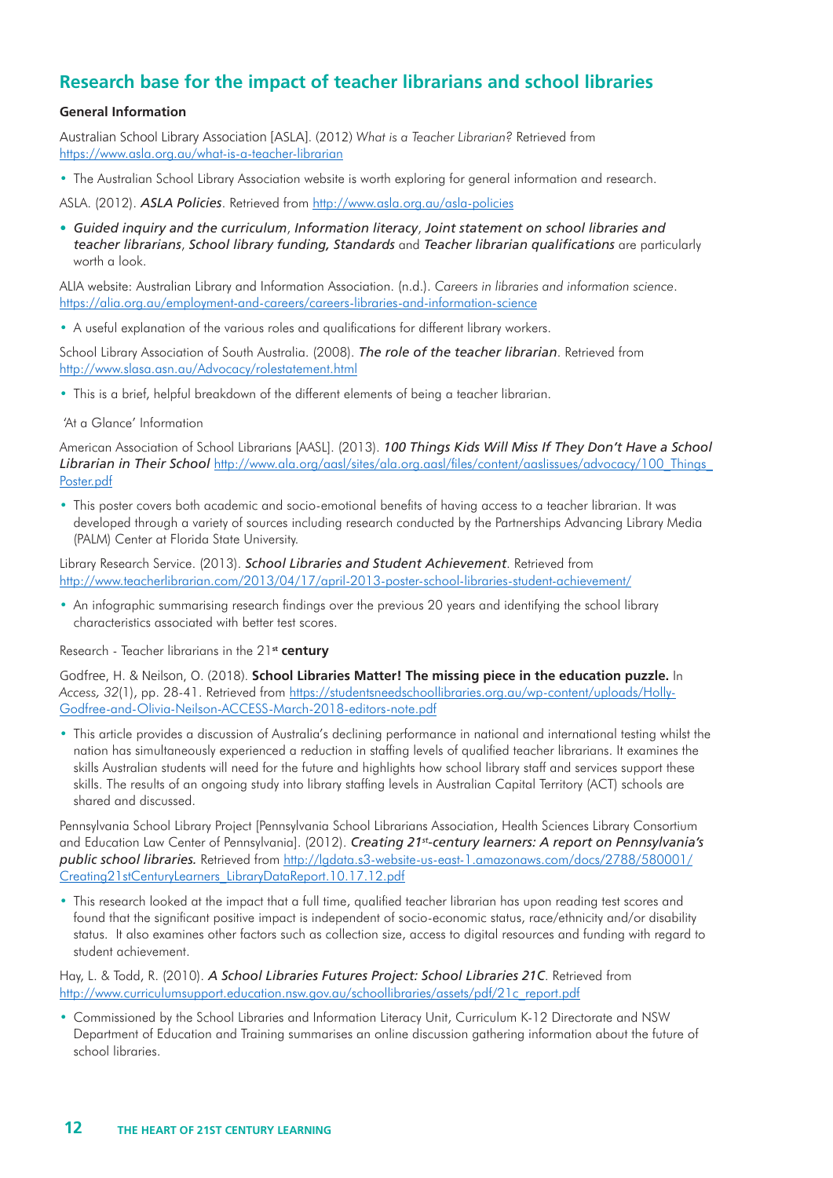## Research base for the impact of teacher librarians and school libraries

**General Information**

Australian School Library Association [ASLA]. (2012) *What is a Teacher Librarian?* Retrieved from https://www.asla.org.au/what-is-a-teacher-librarian

- The Australian School Library Association website is worth exploring for general information and research.

ASLA. (2012). ***ASLA Policies***. Retrieved from http://www.asla.org.au/asla-policies

- ***Guided inquiry and the curriculum***, ***Information literacy***, ***Joint statement on school libraries and teacher librarians***, ***School library funding, Standards*** and ***Teacher librarian qualifications*** are particularly worth a look.

ALIA website: Australian Library and Information Association. (n.d.). *Careers in libraries and information science*. https://alia.org.au/employment-and-careers/careers-libraries-and-information-science

- A useful explanation of the various roles and qualifications for different library workers.

School Library Association of South Australia. (2008). ***The role of the teacher librarian***. Retrieved from http://www.slasa.asn.au/Advocacy/rolestatement.html

- This is a brief, helpful breakdown of the different elements of being a teacher librarian.

'At a Glance' Information

American Association of School Librarians [AASL]. (2013). ***100 Things Kids Will Miss If They Don't Have a School Librarian in Their School*** http://www.ala.org/aasl/sites/ala.org.aasl/files/content/aaslissues/advocacy/100_Things_Poster.pdf

- This poster covers both academic and socio-emotional benefits of having access to a teacher librarian. It was developed through a variety of sources including research conducted by the Partnerships Advancing Library Media (PALM) Center at Florida State University.

Library Research Service. (2013). ***School Libraries and Student Achievement***. Retrieved from http://www.teacherlibrarian.com/2013/04/17/april-2013-poster-school-libraries-student-achievement/

- An infographic summarising research findings over the previous 20 years and identifying the school library characteristics associated with better test scores.

Research - Teacher librarians in the 21**st century**

Godfree, H. & Neilson, O. (2018). **School Libraries Matter! The missing piece in the education puzzle.** In *Access, 32*(1), pp. 28-41. Retrieved from https://studentsneedschoollibraries.org.au/wp-content/uploads/Holly-Godfree-and-Olivia-Neilson-ACCESS-March-2018-editors-note.pdf

- This article provides a discussion of Australia's declining performance in national and international testing whilst the nation has simultaneously experienced a reduction in staffing levels of qualified teacher librarians. It examines the skills Australian students will need for the future and highlights how school library staff and services support these skills. The results of an ongoing study into library staffing levels in Australian Capital Territory (ACT) schools are shared and discussed.

Pennsylvania School Library Project [Pennsylvania School Librarians Association, Health Sciences Library Consortium and Education Law Center of Pennsylvania]. (2012). ***Creating 21st-century learners: A report on Pennsylvania's public school libraries.*** Retrieved from http://lgdata.s3-website-us-east-1.amazonaws.com/docs/2788/580001/Creating21stCenturyLearners_LibraryDataReport.10.17.12.pdf

- This research looked at the impact that a full time, qualified teacher librarian has upon reading test scores and found that the significant positive impact is independent of socio-economic status, race/ethnicity and/or disability status. It also examines other factors such as collection size, access to digital resources and funding with regard to student achievement.

Hay, L. & Todd, R. (2010). ***A School Libraries Futures Project: School Libraries 21C***. Retrieved from http://www.curriculumsupport.education.nsw.gov.au/schoollibraries/assets/pdf/21c_report.pdf

- Commissioned by the School Libraries and Information Literacy Unit, Curriculum K-12 Directorate and NSW Department of Education and Training summarises an online discussion gathering information about the future of school libraries.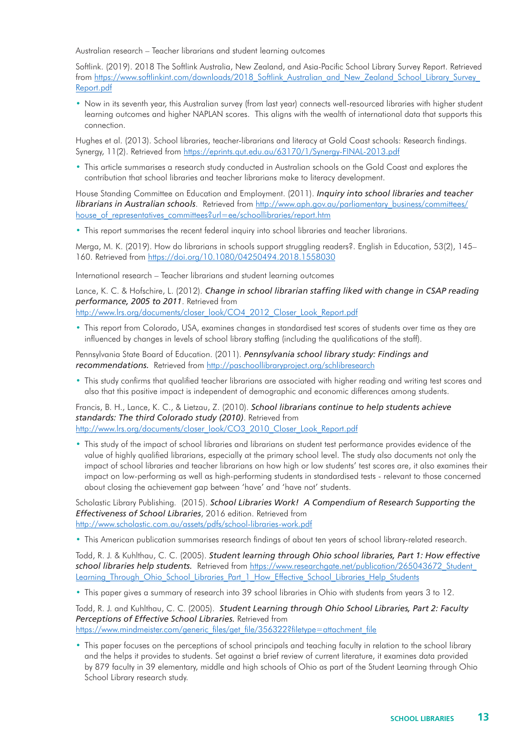Australian research – Teacher librarians and student learning outcomes

Softlink. (2019). 2018 The Softlink Australia, New Zealand, and Asia-Pacific School Library Survey Report. Retrieved from https://www.softlinkint.com/downloads/2018_Softlink_Australian_and_New_Zealand_School_Library_Survey_Report.pdf

- Now in its seventh year, this Australian survey (from last year) connects well-resourced libraries with higher student learning outcomes and higher NAPLAN scores. This aligns with the wealth of international data that supports this connection.

Hughes et al. (2013). School libraries, teacher-librarians and literacy at Gold Coast schools: Research findings. Synergy, 11(2). Retrieved from https://eprints.qut.edu.au/63170/1/Synergy-FINAL-2013.pdf

- This article summarises a research study conducted in Australian schools on the Gold Coast and explores the contribution that school libraries and teacher librarians make to literacy development.

House Standing Committee on Education and Employment. (2011). ***Inquiry into school libraries and teacher librarians in Australian schools***. Retrieved from http://www.aph.gov.au/parliamentary_business/committees/house_of_representatives_committees?url=ee/schoollibraries/report.htm

- This report summarises the recent federal inquiry into school libraries and teacher librarians.

Merga, M. K. (2019). How do librarians in schools support struggling readers?. English in Education, 53(2), 145–160. Retrieved from https://doi.org/10.1080/04250494.2018.1558030

International research – Teacher librarians and student learning outcomes

Lance, K. C. & Hofschire, L. (2012). ***Change in school librarian staffing liked with change in CSAP reading performance, 2005 to 2011***. Retrieved from http://www.lrs.org/documents/closer_look/CO4_2012_Closer_Look_Report.pdf

- This report from Colorado, USA, examines changes in standardised test scores of students over time as they are influenced by changes in levels of school library staffing (including the qualifications of the staff).

Pennsylvania State Board of Education. (2011). ***Pennsylvania school library study: Findings and recommendations.*** Retrieved from http://paschoollibraryproject.org/schlibresearch

- This study confirms that qualified teacher librarians are associated with higher reading and writing test scores and also that this positive impact is independent of demographic and economic differences among students.

Francis, B. H., Lance, K. C., & Lietzau, Z. (2010). ***School librarians continue to help students achieve standards: The third Colorado study (2010)***. Retrieved from http://www.lrs.org/documents/closer_look/CO3_2010_Closer_Look_Report.pdf

- This study of the impact of school libraries and librarians on student test performance provides evidence of the value of highly qualified librarians, especially at the primary school level. The study also documents not only the impact of school libraries and teacher librarians on how high or low students' test scores are, it also examines their impact on low-performing as well as high-performing students in standardised tests - relevant to those concerned about closing the achievement gap between 'have' and 'have not' students.

Scholastic Library Publishing. (2015). ***School Libraries Work! A Compendium of Research Supporting the Effectiveness of School Libraries***, 2016 edition. Retrieved from http://www.scholastic.com.au/assets/pdfs/school-libraries-work.pdf

- This American publication summarises research findings of about ten years of school library-related research.

Todd, R. J. & Kuhlthau, C. C. (2005). ***Student learning through Ohio school libraries, Part 1: How effective school libraries help students.*** Retrieved from https://www.researchgate.net/publication/265043672_Student_Learning_Through_Ohio_School_Libraries_Part_1_How_Effective_School_Libraries_Help_Students

- This paper gives a summary of research into 39 school libraries in Ohio with students from years 3 to 12.

Todd, R. J. and Kuhlthau, C. C. (2005). ***Student Learning through Ohio School Libraries, Part 2: Faculty Perceptions of Effective School Libraries.*** Retrieved from https://www.mindmeister.com/generic_files/get_file/356322?filetype=attachment_file

- This paper focuses on the perceptions of school principals and teaching faculty in relation to the school library and the helps it provides to students. Set against a brief review of current literature, it examines data provided by 879 faculty in 39 elementary, middle and high schools of Ohio as part of the Student Learning through Ohio School Library research study.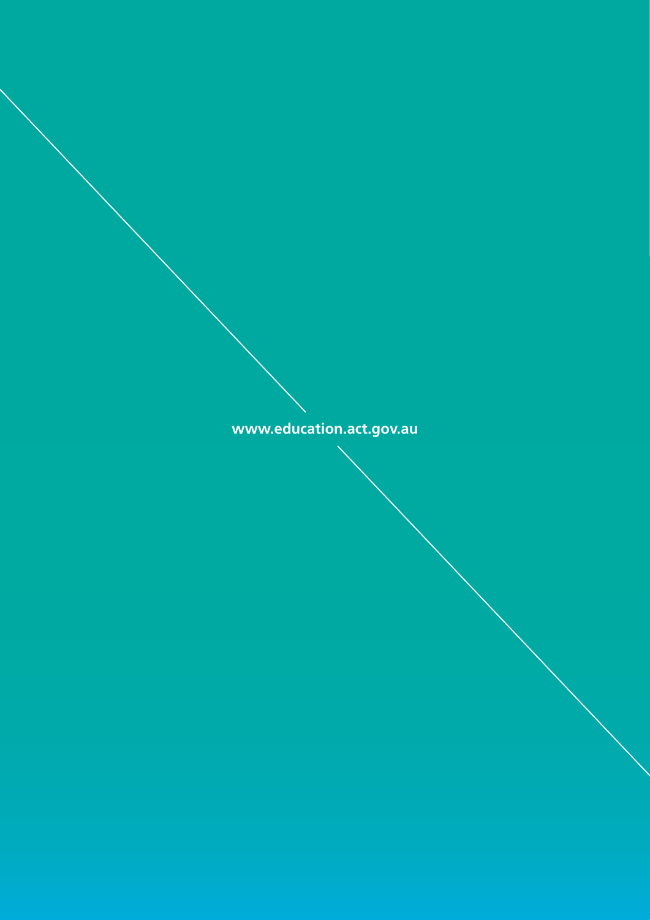www.education.act.gov.au